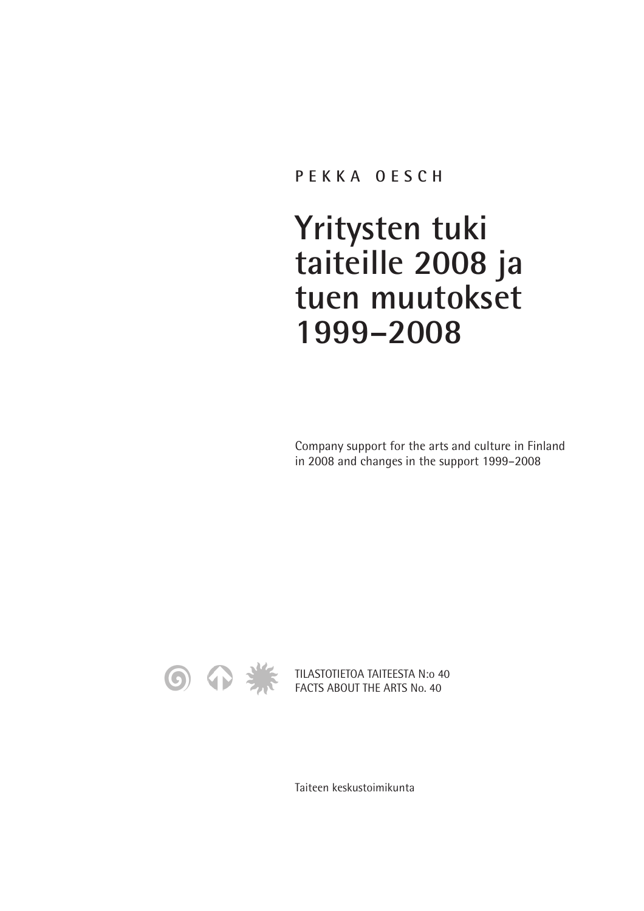PEKKA OESCH

# Yritysten tuki taiteille 2008 ja tuen muutokset 1999–2008

Company support for the arts and culture in Finland in 2008 and changes in the support 1999–2008

TILASTOTIETOA TAITEESTA N:o 40
FACTS ABOUT THE ARTS No. 40

Taiteen keskustoimikunta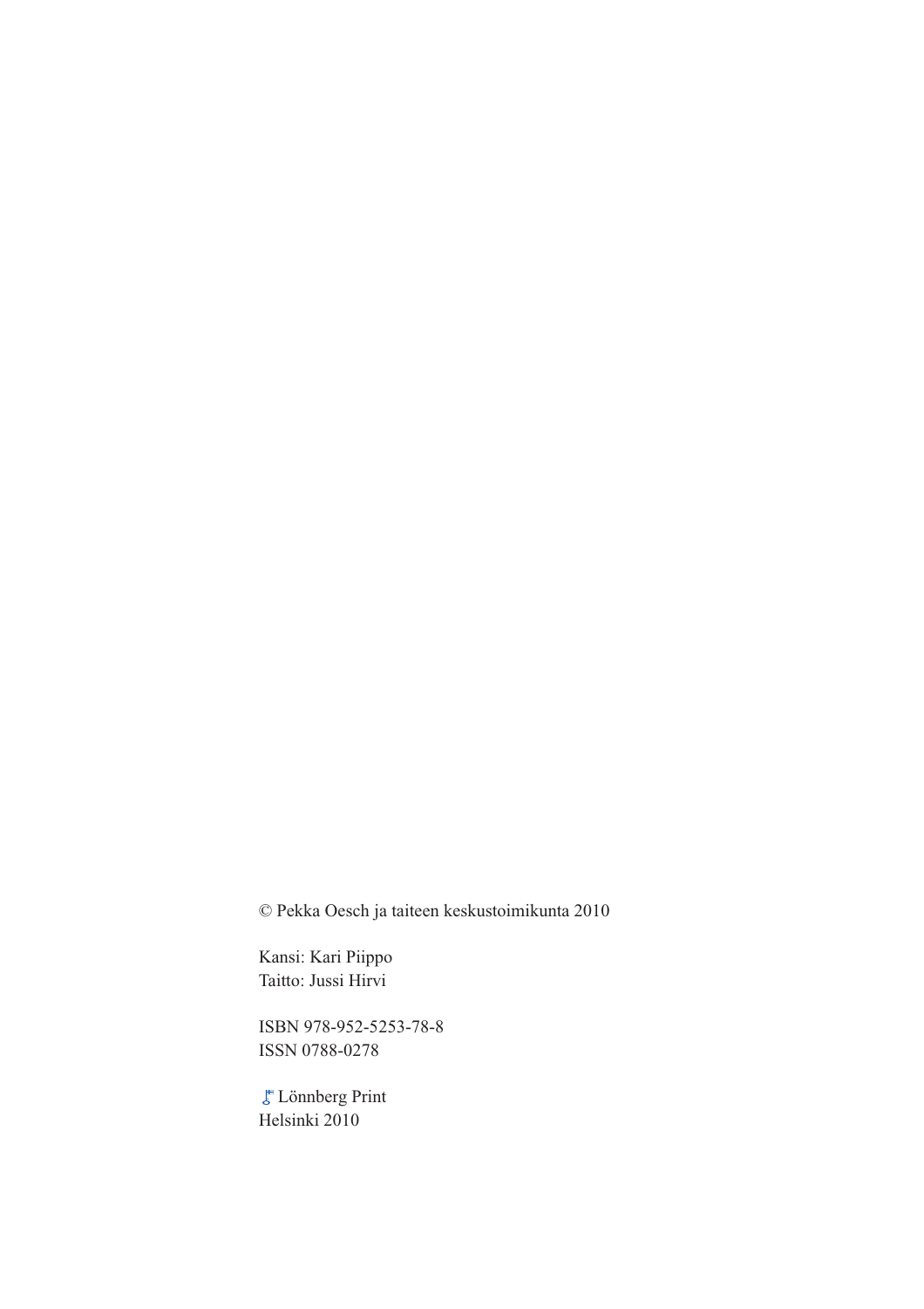© Pekka Oesch ja taiteen keskustoimikunta 2010

Kansi: Kari Piippo
Taitto: Jussi Hirvi

ISBN 978-952-5253-78-8
ISSN 0788-0278

Lönnberg Print
Helsinki 2010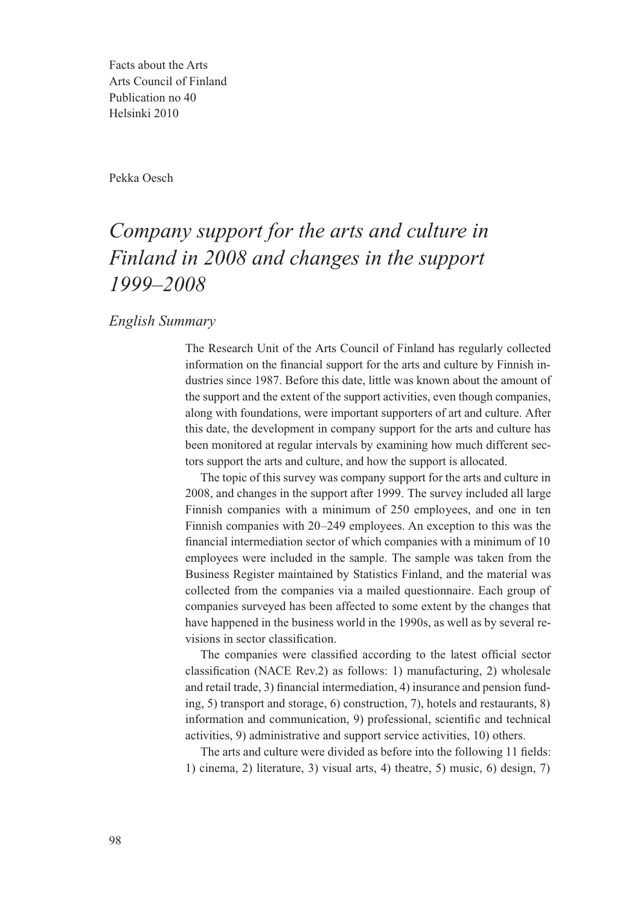Facts about the Arts
Arts Council of Finland
Publication no 40
Helsinki 2010

Pekka Oesch

# *Company support for the arts and culture in Finland in 2008 and changes in the support 1999–2008*

## *English Summary*

The Research Unit of the Arts Council of Finland has regularly collected information on the financial support for the arts and culture by Finnish industries since 1987. Before this date, little was known about the amount of the support and the extent of the support activities, even though companies, along with foundations, were important supporters of art and culture. After this date, the development in company support for the arts and culture has been monitored at regular intervals by examining how much different sectors support the arts and culture, and how the support is allocated.

The topic of this survey was company support for the arts and culture in 2008, and changes in the support after 1999. The survey included all large Finnish companies with a minimum of 250 employees, and one in ten Finnish companies with 20–249 employees. An exception to this was the financial intermediation sector of which companies with a minimum of 10 employees were included in the sample. The sample was taken from the Business Register maintained by Statistics Finland, and the material was collected from the companies via a mailed questionnaire. Each group of companies surveyed has been affected to some extent by the changes that have happened in the business world in the 1990s, as well as by several revisions in sector classification.

The companies were classified according to the latest official sector classification (NACE Rev.2) as follows: 1) manufacturing, 2) wholesale and retail trade, 3) financial intermediation, 4) insurance and pension funding, 5) transport and storage, 6) construction, 7), hotels and restaurants, 8) information and communication, 9) professional, scientific and technical activities, 9) administrative and support service activities, 10) others.

The arts and culture were divided as before into the following 11 fields: 1) cinema, 2) literature, 3) visual arts, 4) theatre, 5) music, 6) design, 7)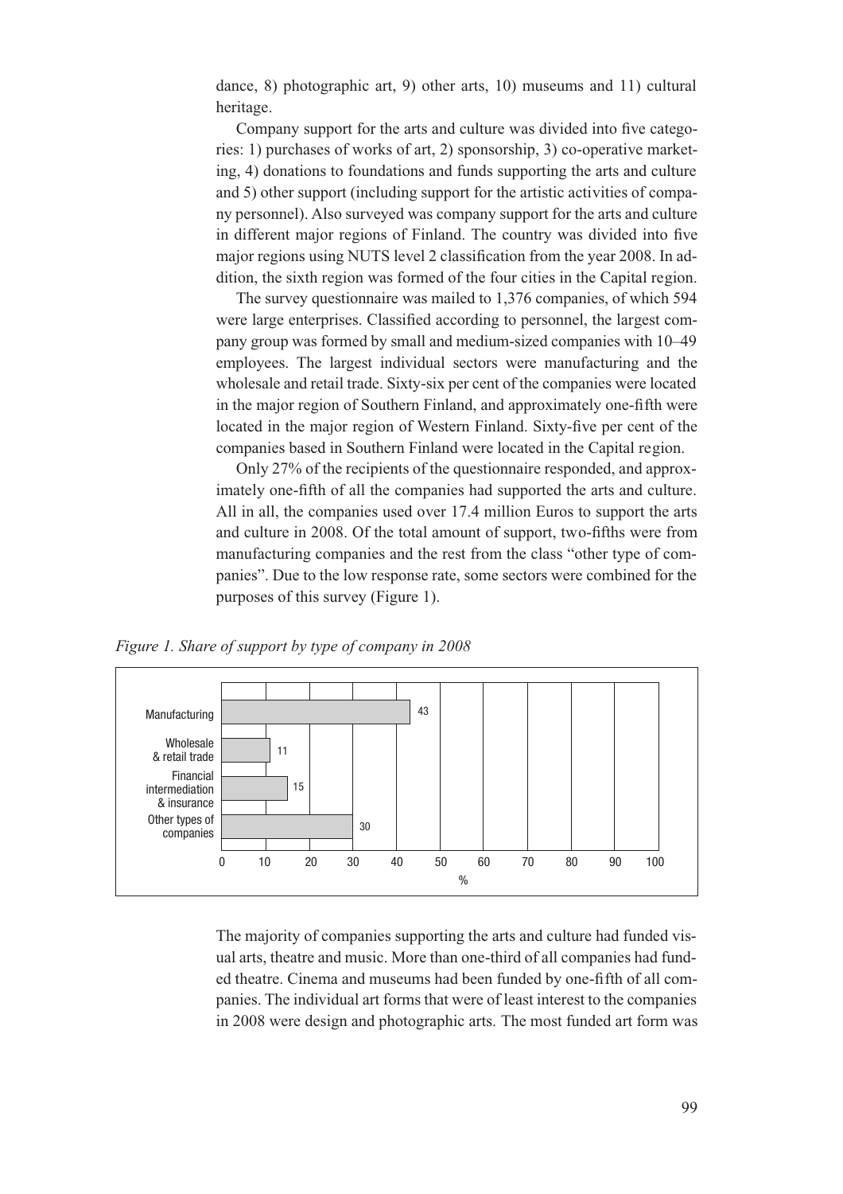dance, 8) photographic art, 9) other arts, 10) museums and 11) cultural heritage.

Company support for the arts and culture was divided into five categories: 1) purchases of works of art, 2) sponsorship, 3) co-operative marketing, 4) donations to foundations and funds supporting the arts and culture and 5) other support (including support for the artistic activities of company personnel). Also surveyed was company support for the arts and culture in different major regions of Finland. The country was divided into five major regions using NUTS level 2 classification from the year 2008. In addition, the sixth region was formed of the four cities in the Capital region.

The survey questionnaire was mailed to 1,376 companies, of which 594 were large enterprises. Classified according to personnel, the largest company group was formed by small and medium-sized companies with 10–49 employees. The largest individual sectors were manufacturing and the wholesale and retail trade. Sixty-six per cent of the companies were located in the major region of Southern Finland, and approximately one-fifth were located in the major region of Western Finland. Sixty-five per cent of the companies based in Southern Finland were located in the Capital region.

Only 27% of the recipients of the questionnaire responded, and approximately one-fifth of all the companies had supported the arts and culture. All in all, the companies used over 17.4 million Euros to support the arts and culture in 2008. Of the total amount of support, two-fifths were from manufacturing companies and the rest from the class "other type of companies". Due to the low response rate, some sectors were combined for the purposes of this survey (Figure 1).

*Figure 1. Share of support by type of company in 2008*

| Type of company | % |
|---|---|
| Manufacturing | 43 |
| Wholesale & retail trade | 11 |
| Financial intermediation & insurance | 15 |
| Other types of companies | 30 |

The majority of companies supporting the arts and culture had funded visual arts, theatre and music. More than one-third of all companies had funded theatre. Cinema and museums had been funded by one-fifth of all companies. The individual art forms that were of least interest to the companies in 2008 were design and photographic arts. The most funded art form was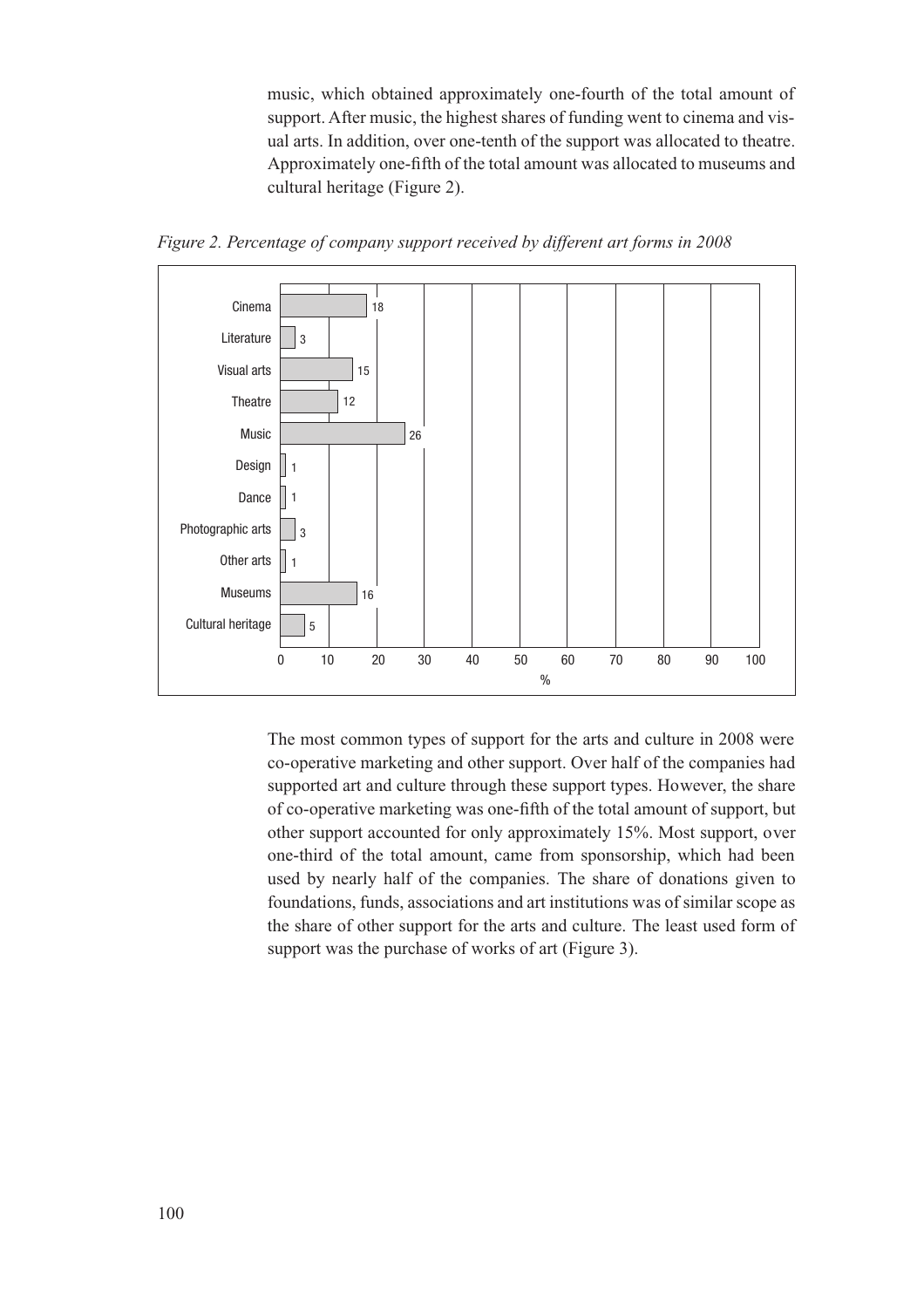music, which obtained approximately one-fourth of the total amount of support. After music, the highest shares of funding went to cinema and visual arts. In addition, over one-tenth of the support was allocated to theatre. Approximately one-fifth of the total amount was allocated to museums and cultural heritage (Figure 2).

*Figure 2. Percentage of company support received by different art forms in 2008*

| Art form | % |
|---|---|
| Cinema | 18 |
| Literature | 3 |
| Visual arts | 15 |
| Theatre | 12 |
| Music | 26 |
| Design | 1 |
| Dance | 1 |
| Photographic arts | 3 |
| Other arts | 1 |
| Museums | 16 |
| Cultural heritage | 5 |

The most common types of support for the arts and culture in 2008 were co-operative marketing and other support. Over half of the companies had supported art and culture through these support types. However, the share of co-operative marketing was one-fifth of the total amount of support, but other support accounted for only approximately 15%. Most support, over one-third of the total amount, came from sponsorship, which had been used by nearly half of the companies. The share of donations given to foundations, funds, associations and art institutions was of similar scope as the share of other support for the arts and culture. The least used form of support was the purchase of works of art (Figure 3).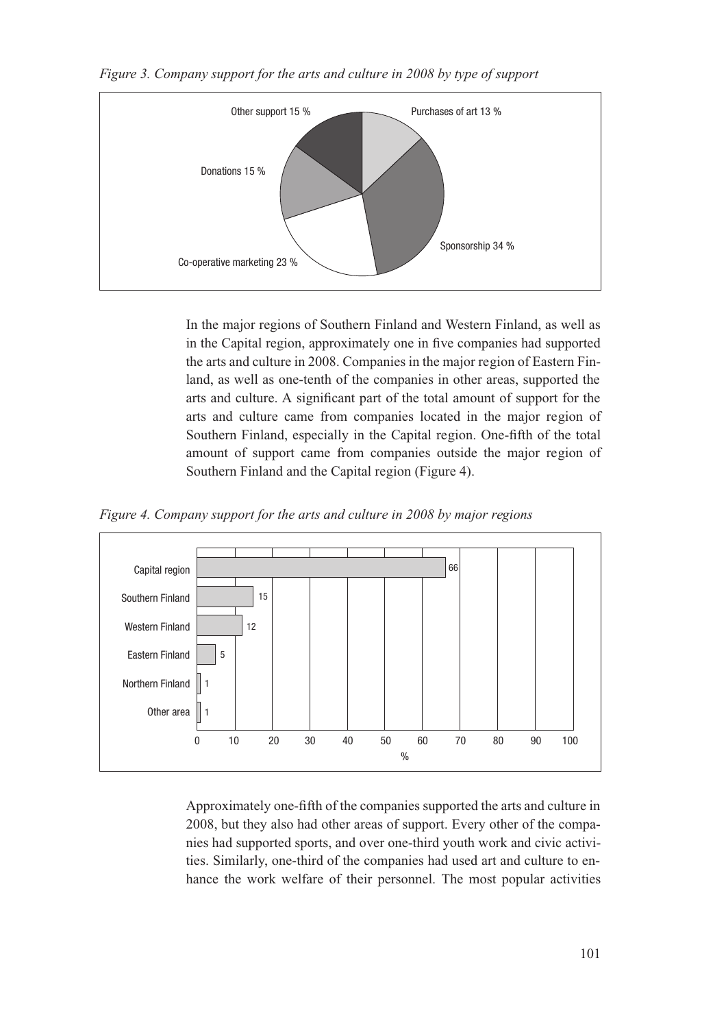*Figure 3. Company support for the arts and culture in 2008 by type of support*

| Type of support | % |
|---|---|
| Purchases of art | 13 |
| Sponsorship | 34 |
| Co-operative marketing | 23 |
| Donations | 15 |
| Other support | 15 |

In the major regions of Southern Finland and Western Finland, as well as in the Capital region, approximately one in five companies had supported the arts and culture in 2008. Companies in the major region of Eastern Finland, as well as one-tenth of the companies in other areas, supported the arts and culture. A significant part of the total amount of support for the arts and culture came from companies located in the major region of Southern Finland, especially in the Capital region. One-fifth of the total amount of support came from companies outside the major region of Southern Finland and the Capital region (Figure 4).

*Figure 4. Company support for the arts and culture in 2008 by major regions*

| Major region | % |
|---|---|
| Capital region | 66 |
| Southern Finland | 15 |
| Western Finland | 12 |
| Eastern Finland | 5 |
| Northern Finland | 1 |
| Other area | 1 |

Approximately one-fifth of the companies supported the arts and culture in 2008, but they also had other areas of support. Every other of the companies had supported sports, and over one-third youth work and civic activities. Similarly, one-third of the companies had used art and culture to enhance the work welfare of their personnel. The most popular activities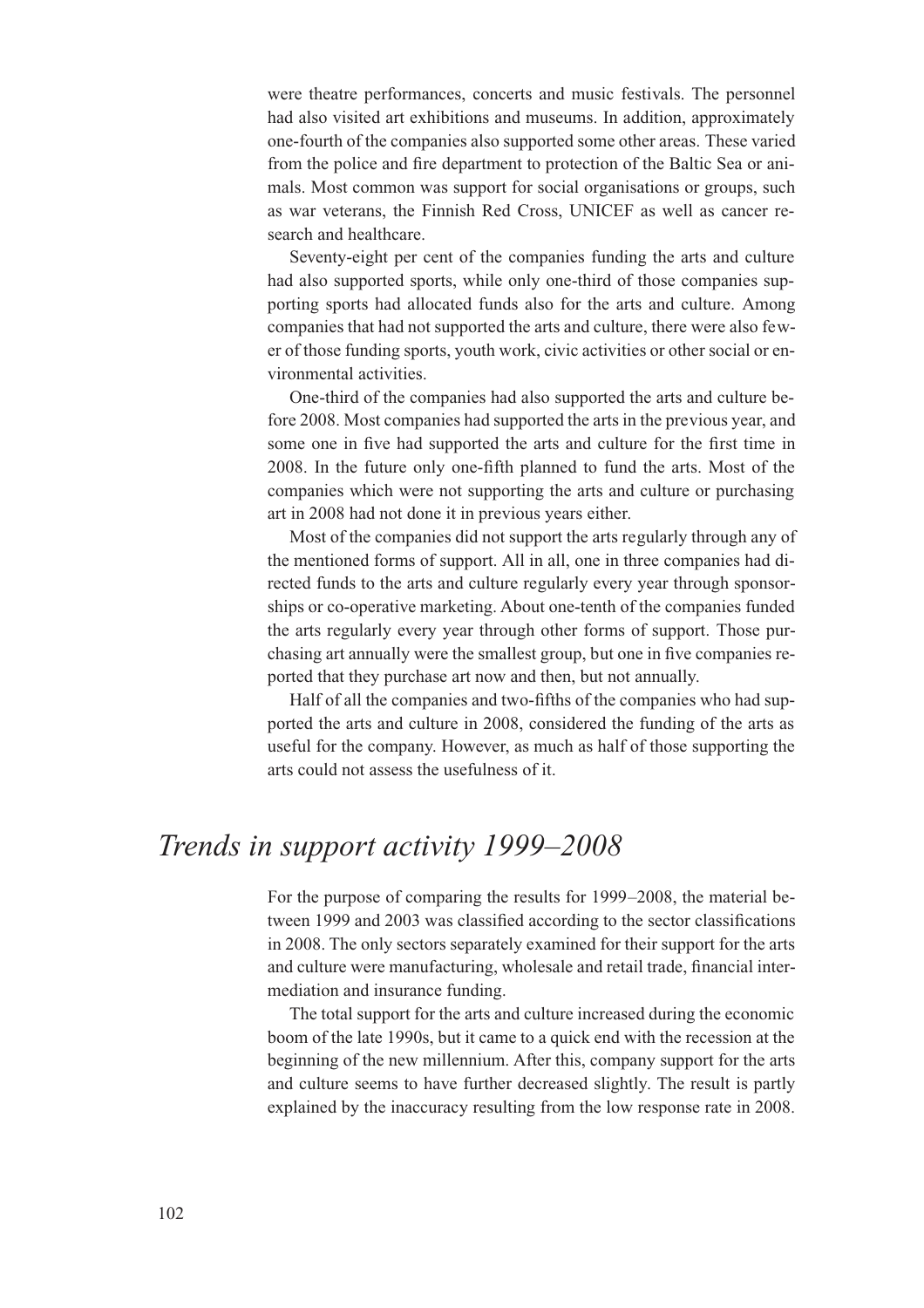were theatre performances, concerts and music festivals. The personnel had also visited art exhibitions and museums. In addition, approximately one-fourth of the companies also supported some other areas. These varied from the police and fire department to protection of the Baltic Sea or animals. Most common was support for social organisations or groups, such as war veterans, the Finnish Red Cross, UNICEF as well as cancer research and healthcare.

Seventy-eight per cent of the companies funding the arts and culture had also supported sports, while only one-third of those companies supporting sports had allocated funds also for the arts and culture. Among companies that had not supported the arts and culture, there were also fewer of those funding sports, youth work, civic activities or other social or environmental activities.

One-third of the companies had also supported the arts and culture before 2008. Most companies had supported the arts in the previous year, and some one in five had supported the arts and culture for the first time in 2008. In the future only one-fifth planned to fund the arts. Most of the companies which were not supporting the arts and culture or purchasing art in 2008 had not done it in previous years either.

Most of the companies did not support the arts regularly through any of the mentioned forms of support. All in all, one in three companies had directed funds to the arts and culture regularly every year through sponsorships or co-operative marketing. About one-tenth of the companies funded the arts regularly every year through other forms of support. Those purchasing art annually were the smallest group, but one in five companies reported that they purchase art now and then, but not annually.

Half of all the companies and two-fifths of the companies who had supported the arts and culture in 2008, considered the funding of the arts as useful for the company. However, as much as half of those supporting the arts could not assess the usefulness of it.

## *Trends in support activity 1999–2008*

For the purpose of comparing the results for 1999–2008, the material between 1999 and 2003 was classified according to the sector classifications in 2008. The only sectors separately examined for their support for the arts and culture were manufacturing, wholesale and retail trade, financial intermediation and insurance funding.

The total support for the arts and culture increased during the economic boom of the late 1990s, but it came to a quick end with the recession at the beginning of the new millennium. After this, company support for the arts and culture seems to have further decreased slightly. The result is partly explained by the inaccuracy resulting from the low response rate in 2008.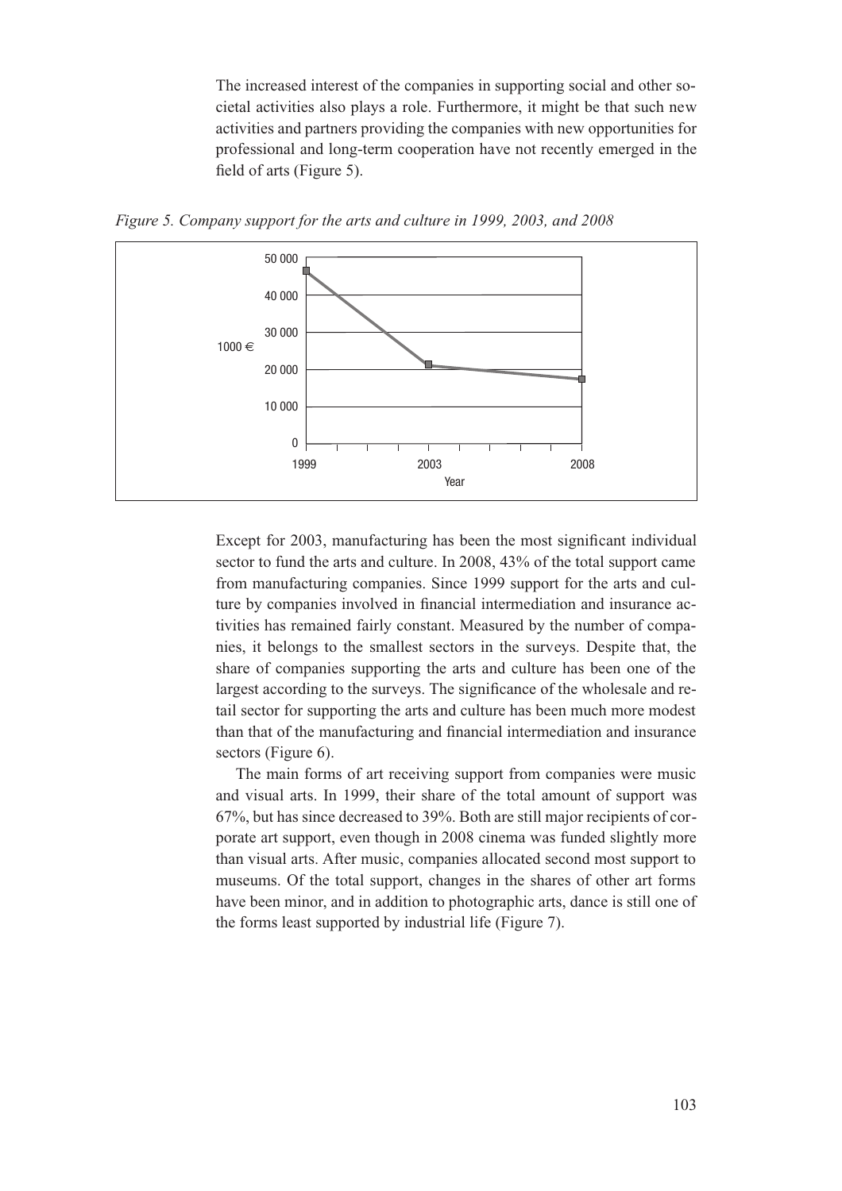The increased interest of the companies in supporting social and other societal activities also plays a role. Furthermore, it might be that such new activities and partners providing the companies with new opportunities for professional and long-term cooperation have not recently emerged in the field of arts (Figure 5).

*Figure 5. Company support for the arts and culture in 1999, 2003, and 2008*

Except for 2003, manufacturing has been the most significant individual sector to fund the arts and culture. In 2008, 43% of the total support came from manufacturing companies. Since 1999 support for the arts and culture by companies involved in financial intermediation and insurance activities has remained fairly constant. Measured by the number of companies, it belongs to the smallest sectors in the surveys. Despite that, the share of companies supporting the arts and culture has been one of the largest according to the surveys. The significance of the wholesale and retail sector for supporting the arts and culture has been much more modest than that of the manufacturing and financial intermediation and insurance sectors (Figure 6).

The main forms of art receiving support from companies were music and visual arts. In 1999, their share of the total amount of support was 67%, but has since decreased to 39%. Both are still major recipients of corporate art support, even though in 2008 cinema was funded slightly more than visual arts. After music, companies allocated second most support to museums. Of the total support, changes in the shares of other art forms have been minor, and in addition to photographic arts, dance is still one of the forms least supported by industrial life (Figure 7).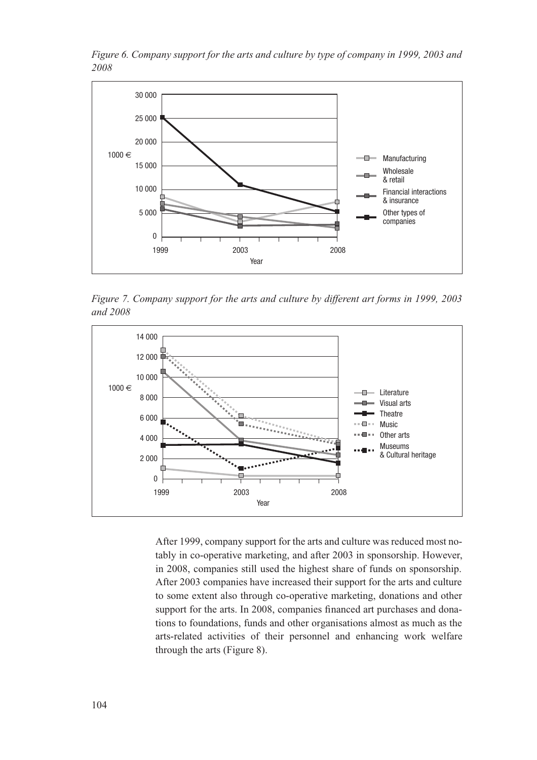*Figure 6. Company support for the arts and culture by type of company in 1999, 2003 and 2008*

*Figure 7. Company support for the arts and culture by different art forms in 1999, 2003 and 2008*

After 1999, company support for the arts and culture was reduced most notably in co-operative marketing, and after 2003 in sponsorship. However, in 2008, companies still used the highest share of funds on sponsorship. After 2003 companies have increased their support for the arts and culture to some extent also through co-operative marketing, donations and other support for the arts. In 2008, companies financed art purchases and donations to foundations, funds and other organisations almost as much as the arts-related activities of their personnel and enhancing work welfare through the arts (Figure 8).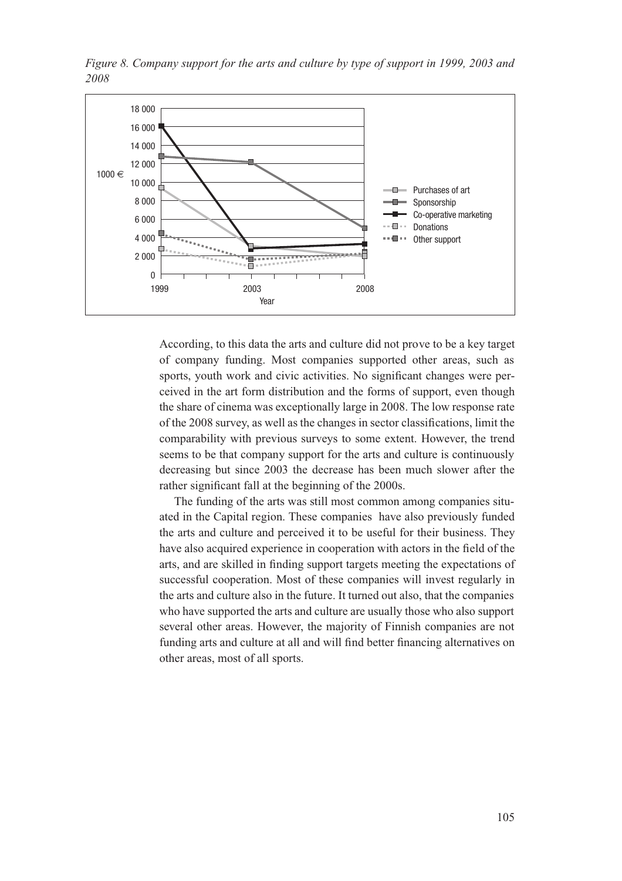*Figure 8. Company support for the arts and culture by type of support in 1999, 2003 and 2008*

18 000
16 000
14 000
12 000
1000 €
10 000
8 000
6 000
4 000
2 000
0
1999
2003
2008
Year

Purchases of art
Sponsorship
Co-operative marketing
Donations
Other support

According, to this data the arts and culture did not prove to be a key target of company funding. Most companies supported other areas, such as sports, youth work and civic activities. No significant changes were perceived in the art form distribution and the forms of support, even though the share of cinema was exceptionally large in 2008. The low response rate of the 2008 survey, as well as the changes in sector classifications, limit the comparability with previous surveys to some extent. However, the trend seems to be that company support for the arts and culture is continuously decreasing but since 2003 the decrease has been much slower after the rather significant fall at the beginning of the 2000s.

The funding of the arts was still most common among companies situated in the Capital region. These companies have also previously funded the arts and culture and perceived it to be useful for their business. They have also acquired experience in cooperation with actors in the field of the arts, and are skilled in finding support targets meeting the expectations of successful cooperation. Most of these companies will invest regularly in the arts and culture also in the future. It turned out also, that the companies who have supported the arts and culture are usually those who also support several other areas. However, the majority of Finnish companies are not funding arts and culture at all and will find better financing alternatives on other areas, most of all sports.